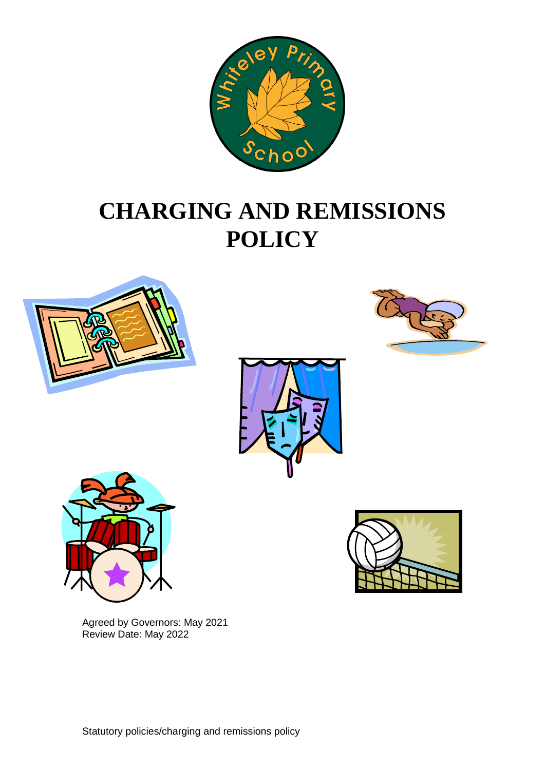# CHARGING AND REMISSIONS POLICY

Agreed by Governors: May 2021
Review Date: May 2022

Statutory policies/charging and remissions policy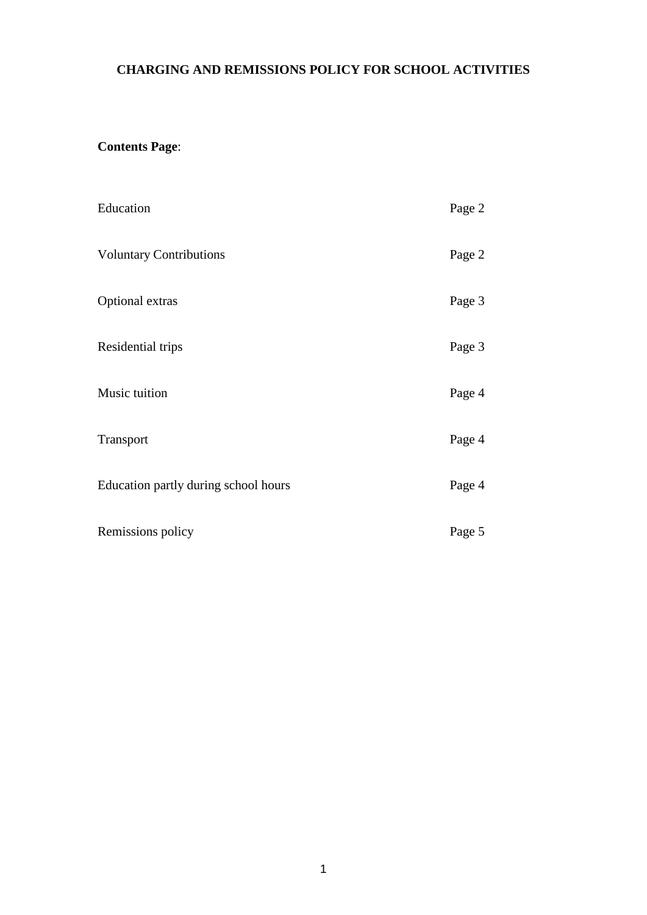# CHARGING AND REMISSIONS POLICY FOR SCHOOL ACTIVITIES

**Contents Page**:

| | |
|---|---|
| Education | Page 2 |
| Voluntary Contributions | Page 2 |
| Optional extras | Page 3 |
| Residential trips | Page 3 |
| Music tuition | Page 4 |
| Transport | Page 4 |
| Education partly during school hours | Page 4 |
| Remissions policy | Page 5 |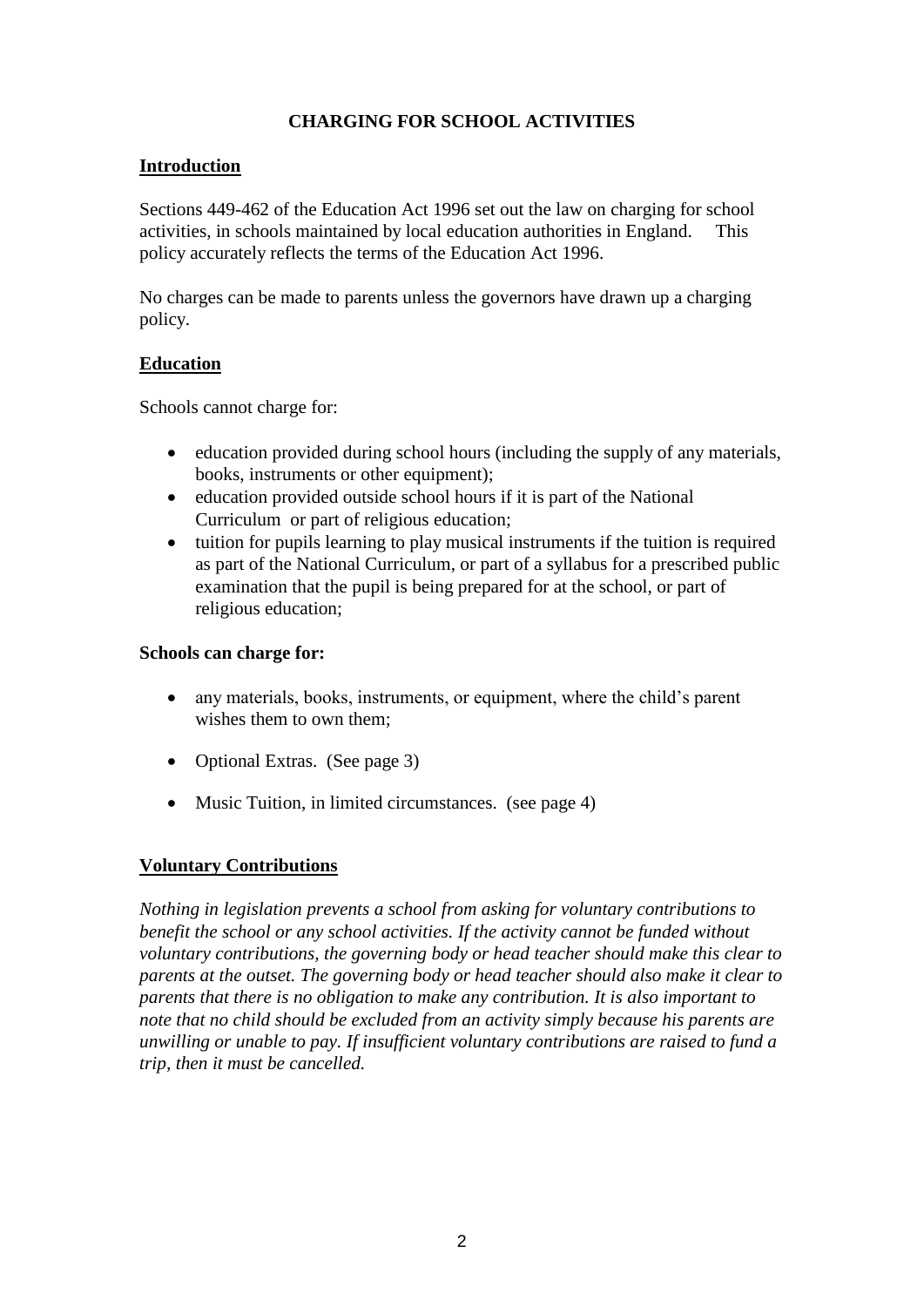# CHARGING FOR SCHOOL ACTIVITIES

## Introduction

Sections 449-462 of the Education Act 1996 set out the law on charging for school activities, in schools maintained by local education authorities in England. This policy accurately reflects the terms of the Education Act 1996.

No charges can be made to parents unless the governors have drawn up a charging policy.

## Education

Schools cannot charge for:

- education provided during school hours (including the supply of any materials, books, instruments or other equipment);
- education provided outside school hours if it is part of the National Curriculum or part of religious education;
- tuition for pupils learning to play musical instruments if the tuition is required as part of the National Curriculum, or part of a syllabus for a prescribed public examination that the pupil is being prepared for at the school, or part of religious education;

**Schools can charge for:**

- any materials, books, instruments, or equipment, where the child's parent wishes them to own them;
- Optional Extras. (See page 3)
- Music Tuition, in limited circumstances. (see page 4)

## Voluntary Contributions

*Nothing in legislation prevents a school from asking for voluntary contributions to benefit the school or any school activities. If the activity cannot be funded without voluntary contributions, the governing body or head teacher should make this clear to parents at the outset. The governing body or head teacher should also make it clear to parents that there is no obligation to make any contribution. It is also important to note that no child should be excluded from an activity simply because his parents are unwilling or unable to pay. If insufficient voluntary contributions are raised to fund a trip, then it must be cancelled.*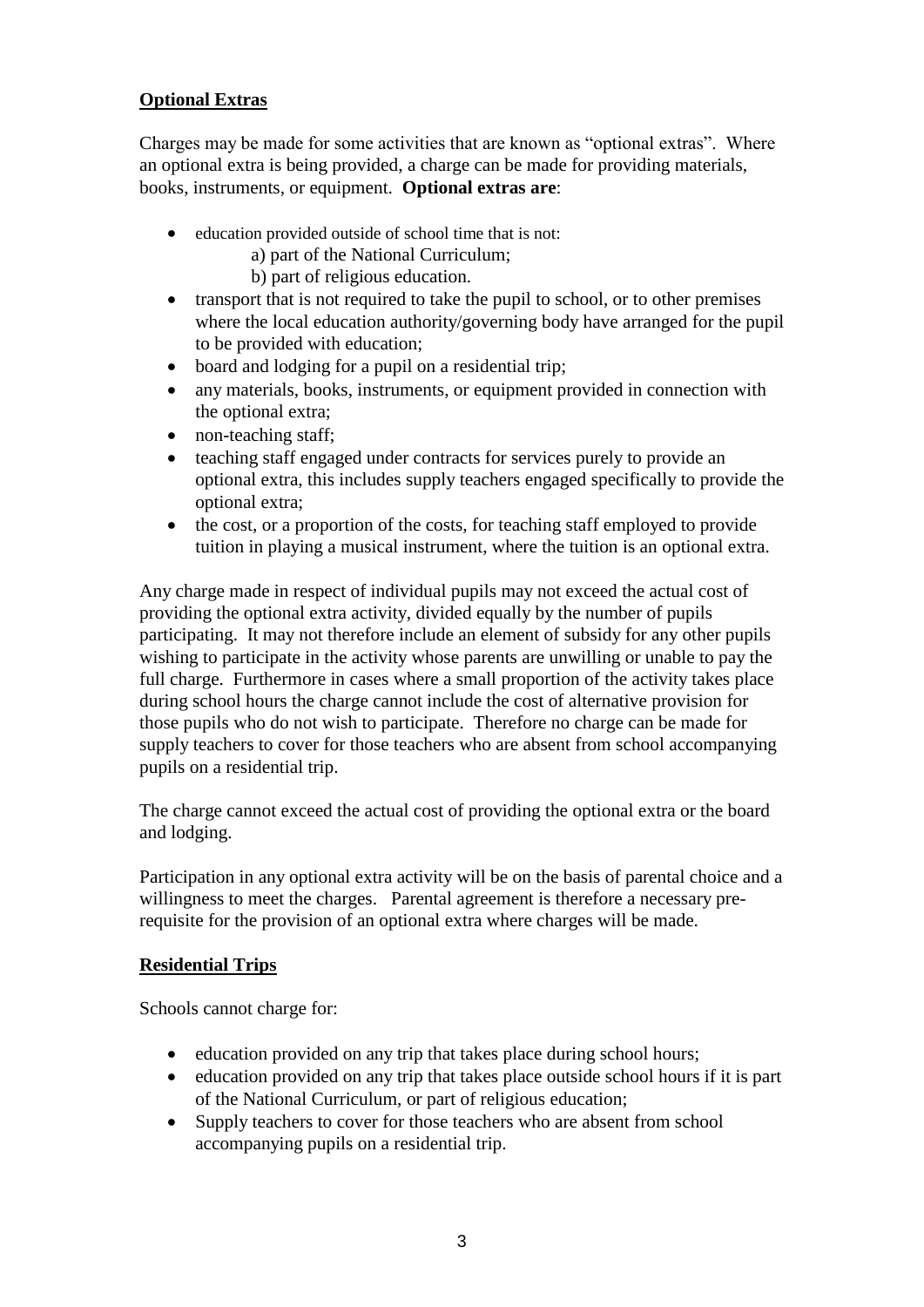**Optional Extras**

Charges may be made for some activities that are known as "optional extras". Where an optional extra is being provided, a charge can be made for providing materials, books, instruments, or equipment. **Optional extras are**:

- education provided outside of school time that is not:
  - a) part of the National Curriculum;
  - b) part of religious education.
- transport that is not required to take the pupil to school, or to other premises where the local education authority/governing body have arranged for the pupil to be provided with education;
- board and lodging for a pupil on a residential trip;
- any materials, books, instruments, or equipment provided in connection with the optional extra;
- non-teaching staff;
- teaching staff engaged under contracts for services purely to provide an optional extra, this includes supply teachers engaged specifically to provide the optional extra;
- the cost, or a proportion of the costs, for teaching staff employed to provide tuition in playing a musical instrument, where the tuition is an optional extra.

Any charge made in respect of individual pupils may not exceed the actual cost of providing the optional extra activity, divided equally by the number of pupils participating. It may not therefore include an element of subsidy for any other pupils wishing to participate in the activity whose parents are unwilling or unable to pay the full charge. Furthermore in cases where a small proportion of the activity takes place during school hours the charge cannot include the cost of alternative provision for those pupils who do not wish to participate. Therefore no charge can be made for supply teachers to cover for those teachers who are absent from school accompanying pupils on a residential trip.

The charge cannot exceed the actual cost of providing the optional extra or the board and lodging.

Participation in any optional extra activity will be on the basis of parental choice and a willingness to meet the charges. Parental agreement is therefore a necessary pre-requisite for the provision of an optional extra where charges will be made.

**Residential Trips**

Schools cannot charge for:

- education provided on any trip that takes place during school hours;
- education provided on any trip that takes place outside school hours if it is part of the National Curriculum, or part of religious education;
- Supply teachers to cover for those teachers who are absent from school accompanying pupils on a residential trip.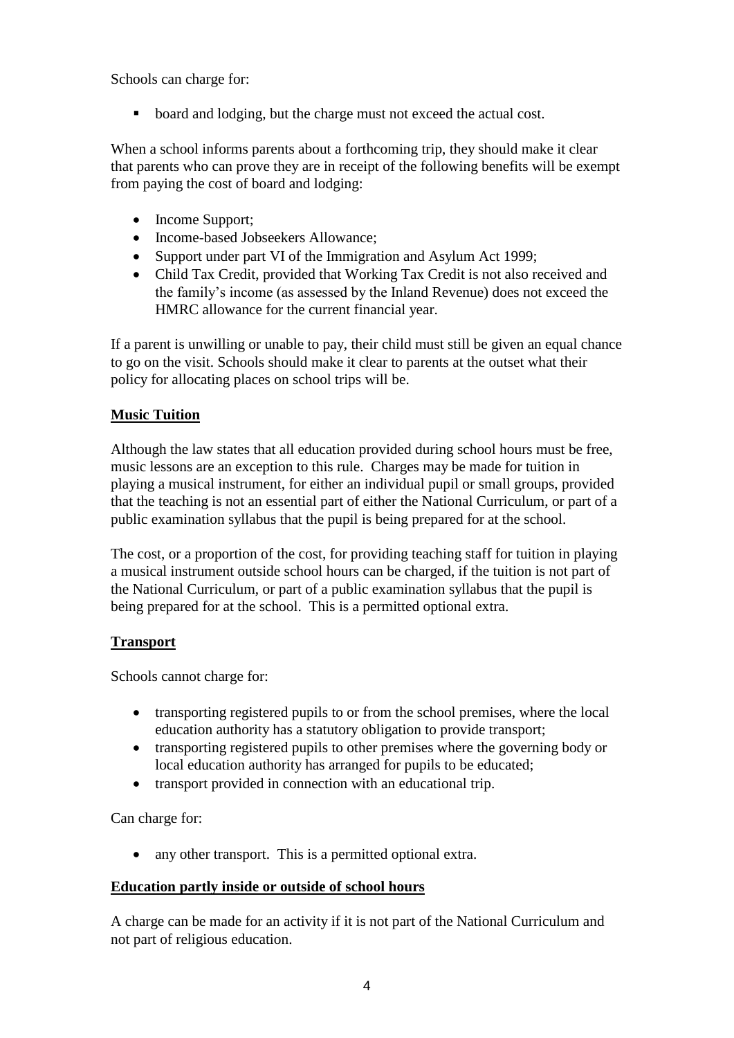Schools can charge for:

- board and lodging, but the charge must not exceed the actual cost.

When a school informs parents about a forthcoming trip, they should make it clear that parents who can prove they are in receipt of the following benefits will be exempt from paying the cost of board and lodging:

- Income Support;
- Income-based Jobseekers Allowance;
- Support under part VI of the Immigration and Asylum Act 1999;
- Child Tax Credit, provided that Working Tax Credit is not also received and the family's income (as assessed by the Inland Revenue) does not exceed the HMRC allowance for the current financial year.

If a parent is unwilling or unable to pay, their child must still be given an equal chance to go on the visit. Schools should make it clear to parents at the outset what their policy for allocating places on school trips will be.

**Music Tuition**

Although the law states that all education provided during school hours must be free, music lessons are an exception to this rule. Charges may be made for tuition in playing a musical instrument, for either an individual pupil or small groups, provided that the teaching is not an essential part of either the National Curriculum, or part of a public examination syllabus that the pupil is being prepared for at the school.

The cost, or a proportion of the cost, for providing teaching staff for tuition in playing a musical instrument outside school hours can be charged, if the tuition is not part of the National Curriculum, or part of a public examination syllabus that the pupil is being prepared for at the school. This is a permitted optional extra.

**Transport**

Schools cannot charge for:

- transporting registered pupils to or from the school premises, where the local education authority has a statutory obligation to provide transport;
- transporting registered pupils to other premises where the governing body or local education authority has arranged for pupils to be educated;
- transport provided in connection with an educational trip.

Can charge for:

- any other transport. This is a permitted optional extra.

**Education partly inside or outside of school hours**

A charge can be made for an activity if it is not part of the National Curriculum and not part of religious education.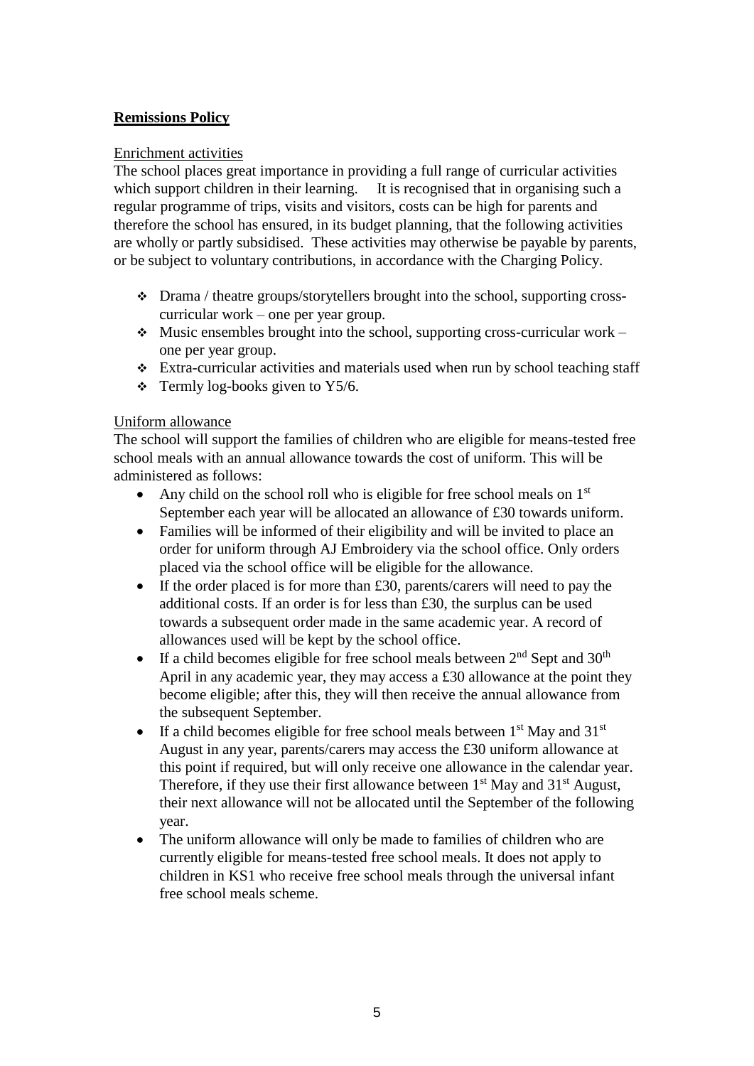## Remissions Policy

Enrichment activities

The school places great importance in providing a full range of curricular activities which support children in their learning. It is recognised that in organising such a regular programme of trips, visits and visitors, costs can be high for parents and therefore the school has ensured, in its budget planning, that the following activities are wholly or partly subsidised. These activities may otherwise be payable by parents, or be subject to voluntary contributions, in accordance with the Charging Policy.

- Drama / theatre groups/storytellers brought into the school, supporting cross-curricular work – one per year group.
- Music ensembles brought into the school, supporting cross-curricular work – one per year group.
- Extra-curricular activities and materials used when run by school teaching staff
- Termly log-books given to Y5/6.

Uniform allowance

The school will support the families of children who are eligible for means-tested free school meals with an annual allowance towards the cost of uniform. This will be administered as follows:

- Any child on the school roll who is eligible for free school meals on 1st September each year will be allocated an allowance of £30 towards uniform.
- Families will be informed of their eligibility and will be invited to place an order for uniform through AJ Embroidery via the school office. Only orders placed via the school office will be eligible for the allowance.
- If the order placed is for more than £30, parents/carers will need to pay the additional costs. If an order is for less than £30, the surplus can be used towards a subsequent order made in the same academic year. A record of allowances used will be kept by the school office.
- If a child becomes eligible for free school meals between 2nd Sept and 30th April in any academic year, they may access a £30 allowance at the point they become eligible; after this, they will then receive the annual allowance from the subsequent September.
- If a child becomes eligible for free school meals between 1st May and 31st August in any year, parents/carers may access the £30 uniform allowance at this point if required, but will only receive one allowance in the calendar year. Therefore, if they use their first allowance between 1st May and 31st August, their next allowance will not be allocated until the September of the following year.
- The uniform allowance will only be made to families of children who are currently eligible for means-tested free school meals. It does not apply to children in KS1 who receive free school meals through the universal infant free school meals scheme.